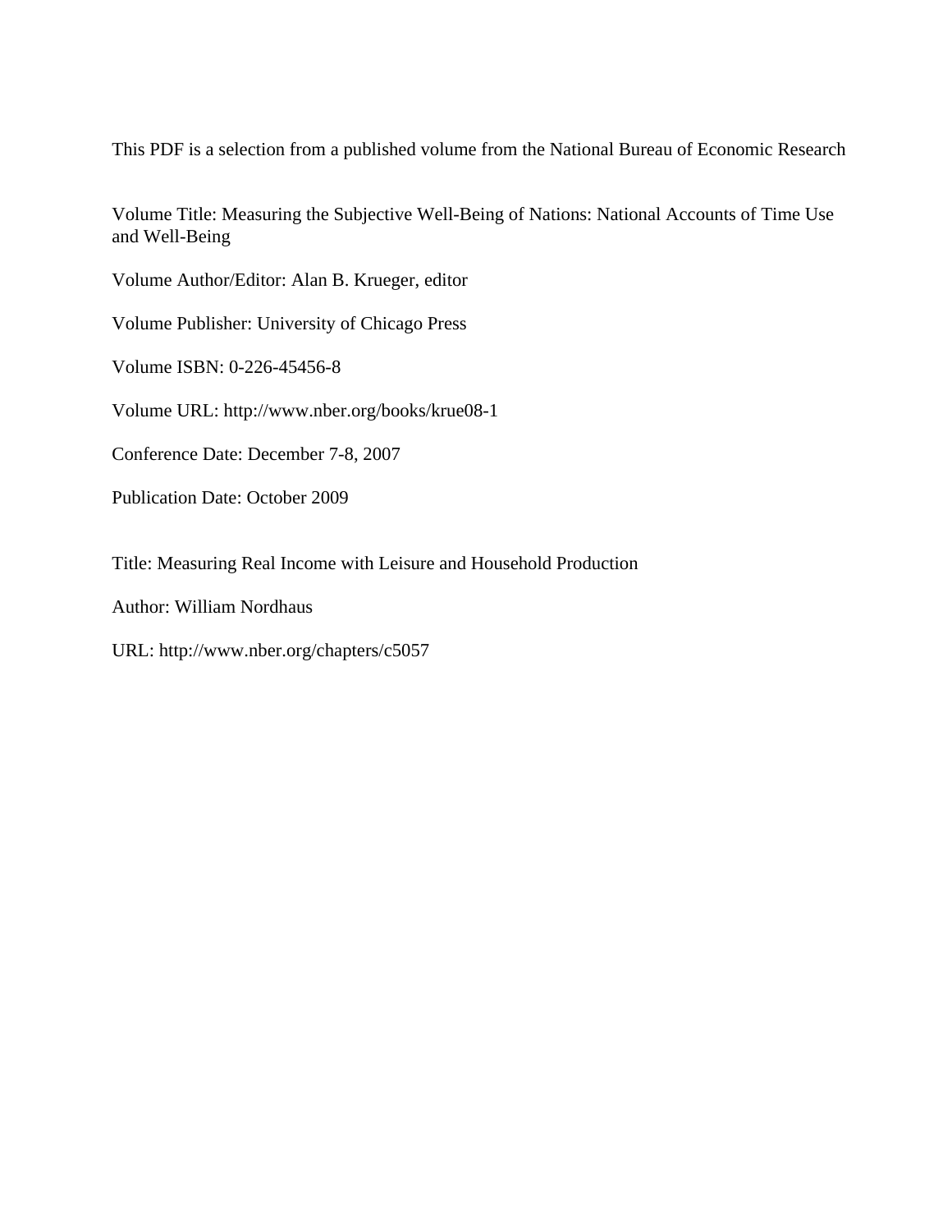This PDF is a selection from a published volume from the National Bureau of Economic Research

Volume Title: Measuring the Subjective Well-Being of Nations: National Accounts of Time Use and Well-Being

Volume Author/Editor: Alan B. Krueger, editor

Volume Publisher: University of Chicago Press

Volume ISBN: 0-226-45456-8

Volume URL: http://www.nber.org/books/krue08-1

Conference Date: December 7-8, 2007

Publication Date: October 2009

Title: Measuring Real Income with Leisure and Household Production

Author: William Nordhaus

URL: http://www.nber.org/chapters/c5057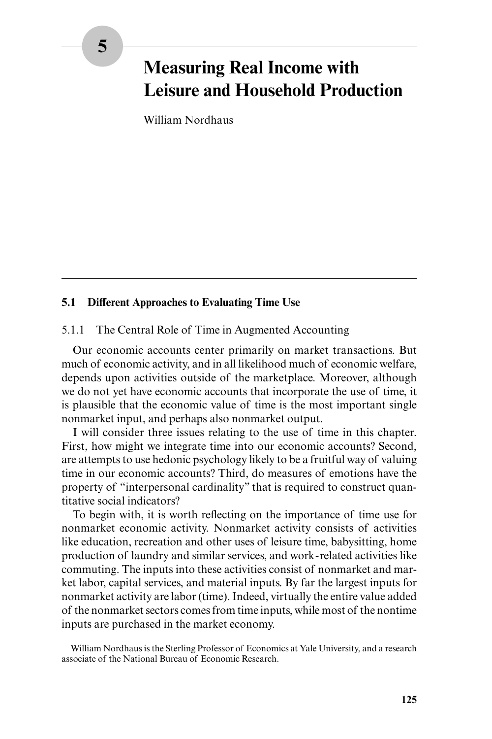# 5 Measuring Real Income with Leisure and Household Production

William Nordhaus

## 5.1 Different Approaches to Evaluating Time Use

### 5.1.1 The Central Role of Time in Augmented Accounting

Our economic accounts center primarily on market transactions. But much of economic activity, and in all likelihood much of economic welfare, depends upon activities outside of the marketplace. Moreover, although we do not yet have economic accounts that incorporate the use of time, it is plausible that the economic value of time is the most important single nonmarket input, and perhaps also nonmarket output.

I will consider three issues relating to the use of time in this chapter. First, how might we integrate time into our economic accounts? Second, are attempts to use hedonic psychology likely to be a fruitful way of valuing time in our economic accounts? Third, do measures of emotions have the property of "interpersonal cardinality" that is required to construct quantitative social indicators?

To begin with, it is worth reflecting on the importance of time use for nonmarket economic activity. Nonmarket activity consists of activities like education, recreation and other uses of leisure time, babysitting, home production of laundry and similar services, and work-related activities like commuting. The inputs into these activities consist of nonmarket and market labor, capital services, and material inputs. By far the largest inputs for nonmarket activity are labor (time). Indeed, virtually the entire value added of the nonmarket sectors comes from time inputs, while most of the nontime inputs are purchased in the market economy.

William Nordhaus is the Sterling Professor of Economics at Yale University, and a research associate of the National Bureau of Economic Research.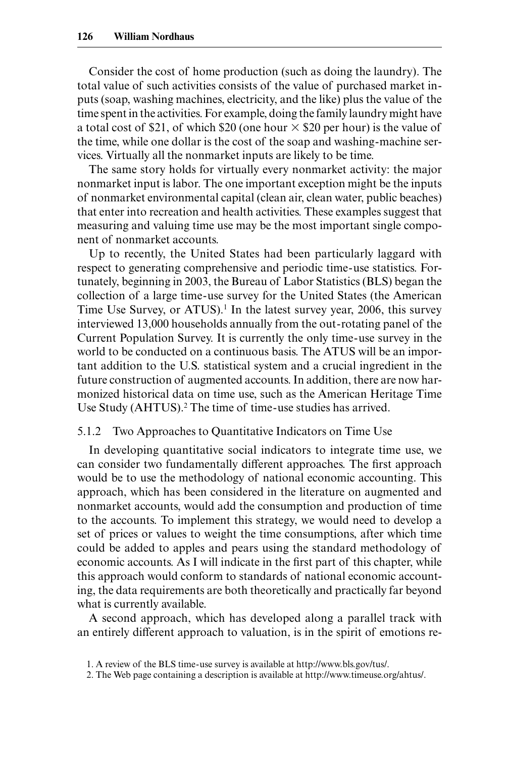Consider the cost of home production (such as doing the laundry). The total value of such activities consists of the value of purchased market inputs (soap, washing machines, electricity, and the like) plus the value of the time spent in the activities. For example, doing the family laundry might have a total cost of \$21, of which \$20 (one hour × \$20 per hour) is the value of the time, while one dollar is the cost of the soap and washing-machine services. Virtually all the nonmarket inputs are likely to be time.

The same story holds for virtually every nonmarket activity: the major nonmarket input is labor. The one important exception might be the inputs of nonmarket environmental capital (clean air, clean water, public beaches) that enter into recreation and health activities. These examples suggest that measuring and valuing time use may be the most important single component of nonmarket accounts.

Up to recently, the United States had been particularly laggard with respect to generating comprehensive and periodic time-use statistics. Fortunately, beginning in 2003, the Bureau of Labor Statistics (BLS) began the collection of a large time-use survey for the United States (the American Time Use Survey, or ATUS).[1] In the latest survey year, 2006, this survey interviewed 13,000 households annually from the out-rotating panel of the Current Population Survey. It is currently the only time-use survey in the world to be conducted on a continuous basis. The ATUS will be an important addition to the U.S. statistical system and a crucial ingredient in the future construction of augmented accounts. In addition, there are now harmonized historical data on time use, such as the American Heritage Time Use Study (AHTUS).[2] The time of time-use studies has arrived.

### 5.1.2 Two Approaches to Quantitative Indicators on Time Use

In developing quantitative social indicators to integrate time use, we can consider two fundamentally different approaches. The first approach would be to use the methodology of national economic accounting. This approach, which has been considered in the literature on augmented and nonmarket accounts, would add the consumption and production of time to the accounts. To implement this strategy, we would need to develop a set of prices or values to weight the time consumptions, after which time could be added to apples and pears using the standard methodology of economic accounts. As I will indicate in the first part of this chapter, while this approach would conform to standards of national economic accounting, the data requirements are both theoretically and practically far beyond what is currently available.

A second approach, which has developed along a parallel track with an entirely different approach to valuation, is in the spirit of emotions re-

1. A review of the BLS time-use survey is available at http://www.bls.gov/tus/.

2. The Web page containing a description is available at http://www.timeuse.org/ahtus/.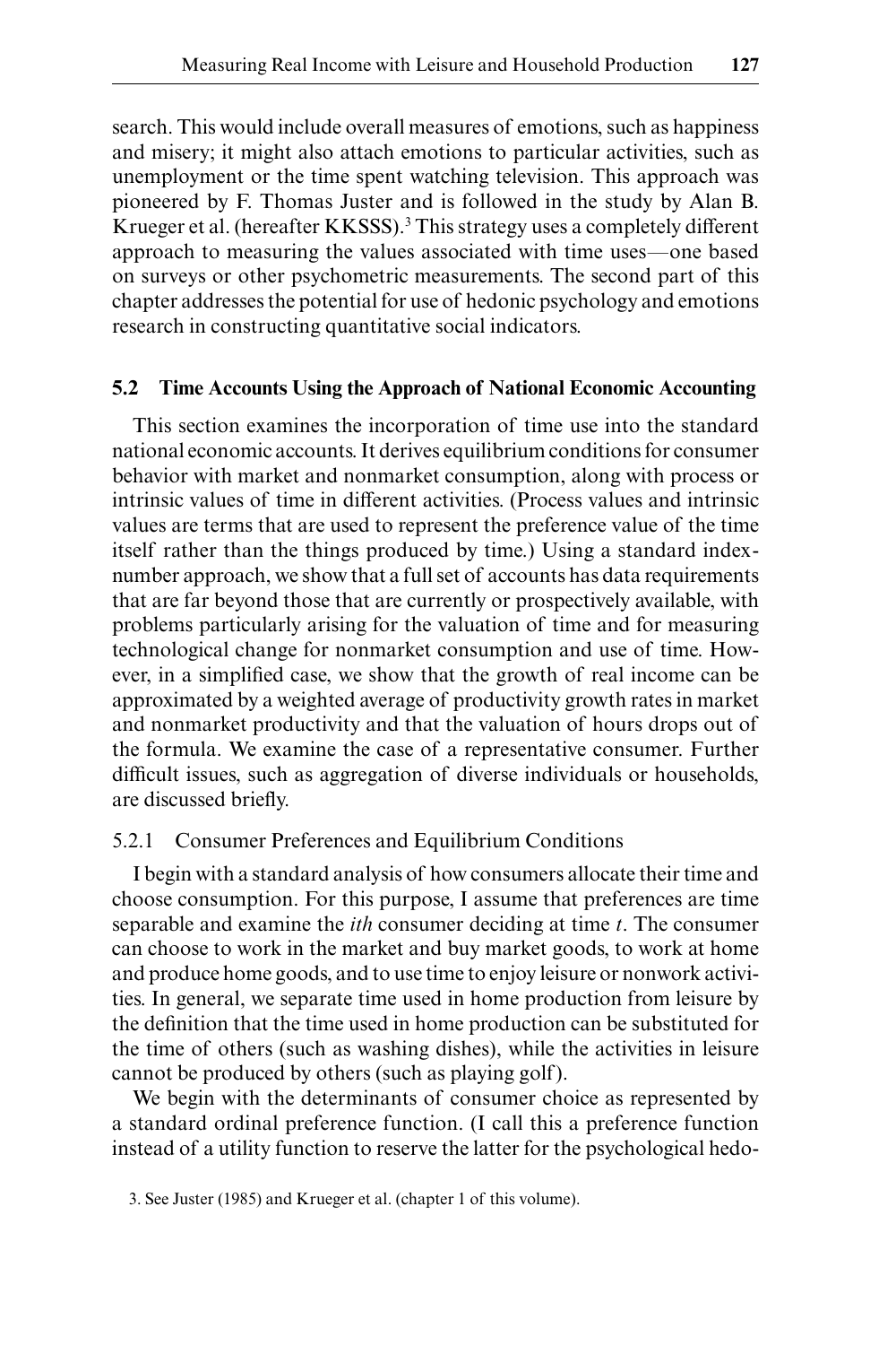search. This would include overall measures of emotions, such as happiness and misery; it might also attach emotions to particular activities, such as unemployment or the time spent watching television. This approach was pioneered by F. Thomas Juster and is followed in the study by Alan B. Krueger et al. (hereafter KKSSS).[3] This strategy uses a completely different approach to measuring the values associated with time uses—one based on surveys or other psychometric measurements. The second part of this chapter addresses the potential for use of hedonic psychology and emotions research in constructing quantitative social indicators.

## 5.2 Time Accounts Using the Approach of National Economic Accounting

This section examines the incorporation of time use into the standard national economic accounts. It derives equilibrium conditions for consumer behavior with market and nonmarket consumption, along with process or intrinsic values of time in different activities. (Process values and intrinsic values are terms that are used to represent the preference value of the time itself rather than the things produced by time.) Using a standard index-number approach, we show that a full set of accounts has data requirements that are far beyond those that are currently or prospectively available, with problems particularly arising for the valuation of time and for measuring technological change for nonmarket consumption and use of time. However, in a simplified case, we show that the growth of real income can be approximated by a weighted average of productivity growth rates in market and nonmarket productivity and that the valuation of hours drops out of the formula. We examine the case of a representative consumer. Further difficult issues, such as aggregation of diverse individuals or households, are discussed briefly.

### 5.2.1 Consumer Preferences and Equilibrium Conditions

I begin with a standard analysis of how consumers allocate their time and choose consumption. For this purpose, I assume that preferences are time separable and examine the *ith* consumer deciding at time $t$. The consumer can choose to work in the market and buy market goods, to work at home and produce home goods, and to use time to enjoy leisure or nonwork activities. In general, we separate time used in home production from leisure by the definition that the time used in home production can be substituted for the time of others (such as washing dishes), while the activities in leisure cannot be produced by others (such as playing golf).

We begin with the determinants of consumer choice as represented by a standard ordinal preference function. (I call this a preference function instead of a utility function to reserve the latter for the psychological hedo-

3. See Juster (1985) and Krueger et al. (chapter 1 of this volume).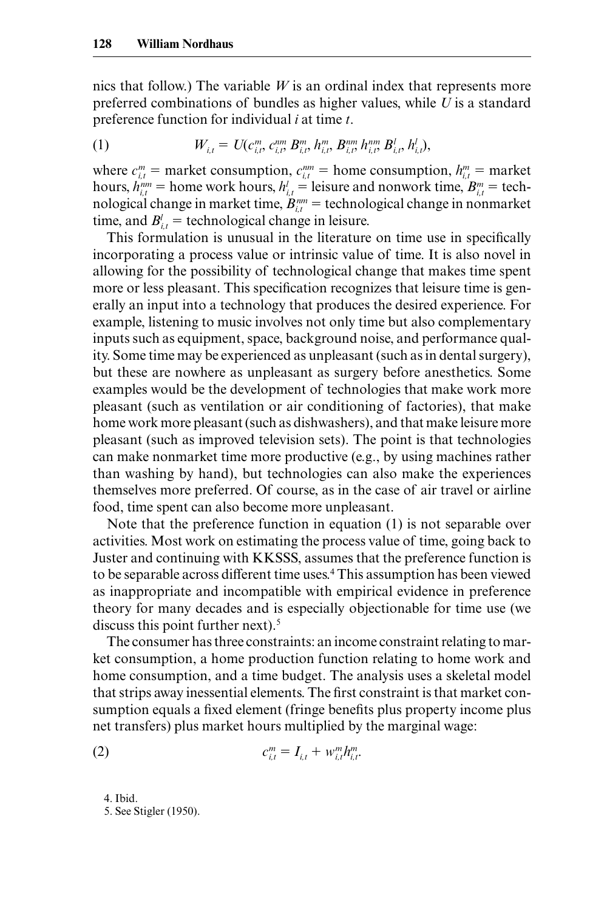nics that follow.) The variable $W$ is an ordinal index that represents more preferred combinations of bundles as higher values, while $U$ is a standard preference function for individual $i$ at time $t$.

$$W_{i,t} = U(c_{i,t}^{m}, c_{i,t}^{nm}, B_{i,t}^{m}, h_{i,t}^{m}, B_{i,t}^{nm}, h_{i,t}^{nm}, B_{i,t}^{l}, h_{i,t}^{l}), \tag{1}$$

where $c_{i,t}^{m}$ = market consumption, $c_{i,t}^{nm}$ = home consumption, $h_{i,t}^{m}$ = market hours, $h_{i,t}^{nm}$ = home work hours, $h_{i,t}^{l}$ = leisure and nonwork time, $B_{i,t}^{m}$ = technological change in market time, $B_{i,t}^{nm}$ = technological change in nonmarket time, and $B_{i,t}^{l}$ = technological change in leisure.

This formulation is unusual in the literature on time use in specifically incorporating a process value or intrinsic value of time. It is also novel in allowing for the possibility of technological change that makes time spent more or less pleasant. This specification recognizes that leisure time is generally an input into a technology that produces the desired experience. For example, listening to music involves not only time but also complementary inputs such as equipment, space, background noise, and performance quality. Some time may be experienced as unpleasant (such as in dental surgery), but these are nowhere as unpleasant as surgery before anesthetics. Some examples would be the development of technologies that make work more pleasant (such as ventilation or air conditioning of factories), that make home work more pleasant (such as dishwashers), and that make leisure more pleasant (such as improved television sets). The point is that technologies can make nonmarket time more productive (e.g., by using machines rather than washing by hand), but technologies can also make the experiences themselves more preferred. Of course, as in the case of air travel or airline food, time spent can also become more unpleasant.

Note that the preference function in equation (1) is not separable over activities. Most work on estimating the process value of time, going back to Juster and continuing with KKSSS, assumes that the preference function is to be separable across different time uses.[4] This assumption has been viewed as inappropriate and incompatible with empirical evidence in preference theory for many decades and is especially objectionable for time use (we discuss this point further next).[5]

The consumer has three constraints: an income constraint relating to market consumption, a home production function relating to home work and home consumption, and a time budget. The analysis uses a skeletal model that strips away inessential elements. The first constraint is that market consumption equals a fixed element (fringe benefits plus property income plus net transfers) plus market hours multiplied by the marginal wage:

$$c_{i,t}^{m} = I_{i,t} + w_{i,t}^{m} h_{i,t}^{m}. \tag{2}$$

4. Ibid.

5. See Stigler (1950).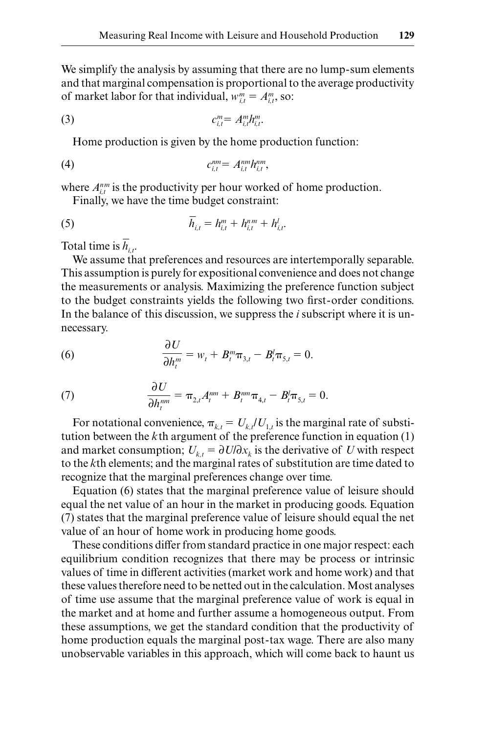We simplify the analysis by assuming that there are no lump-sum elements and that marginal compensation is proportional to the average productivity of market labor for that individual, $w_{i,t}^{m} = A_{i,t}^{m}$, so:

$$c_{i,t}^{m} = A_{i,t}^{m} h_{i,t}^{m}. \tag{3}$$

Home production is given by the home production function:

$$c_{i,t}^{nm} = A_{i,t}^{nm} h_{i,t}^{nm}, \tag{4}$$

where $A_{i,t}^{nm}$ is the productivity per hour worked of home production.

Finally, we have the time budget constraint:

$$\overline{h}_{i,t} = h_{i,t}^{m} + h_{i,t}^{nm} + h_{i,t}^{l}. \tag{5}$$

Total time is $\overline{h}_{i,t}$.

We assume that preferences and resources are intertemporally separable. This assumption is purely for expositional convenience and does not change the measurements or analysis. Maximizing the preference function subject to the budget constraints yields the following two first-order conditions. In the balance of this discussion, we suppress the *i* subscript where it is unnecessary.

$$\frac{\partial U}{\partial h_{t}^{m}} = w_{t} + B_{t}^{m}\pi_{3,t} - B_{t}^{l}\pi_{5,t} = 0. \tag{6}$$

$$\frac{\partial U}{\partial h_{t}^{nm}} = \pi_{2,t}A_{t}^{nm} + B_{t}^{nm}\pi_{4,t} - B_{t}^{l}\pi_{5,t} = 0. \tag{7}$$

For notational convenience, $\pi_{k,t} = U_{k,t}/U_{1,t}$ is the marginal rate of substitution between the $k$th argument of the preference function in equation (1) and market consumption; $U_{k,t} = \partial U/\partial x_{k}$ is the derivative of $U$ with respect to the $k$th elements; and the marginal rates of substitution are time dated to recognize that the marginal preferences change over time.

Equation (6) states that the marginal preference value of leisure should equal the net value of an hour in the market in producing goods. Equation (7) states that the marginal preference value of leisure should equal the net value of an hour of home work in producing home goods.

These conditions differ from standard practice in one major respect: each equilibrium condition recognizes that there may be process or intrinsic values of time in different activities (market work and home work) and that these values therefore need to be netted out in the calculation. Most analyses of time use assume that the marginal preference value of work is equal in the market and at home and further assume a homogeneous output. From these assumptions, we get the standard condition that the productivity of home production equals the marginal post-tax wage. There are also many unobservable variables in this approach, which will come back to haunt us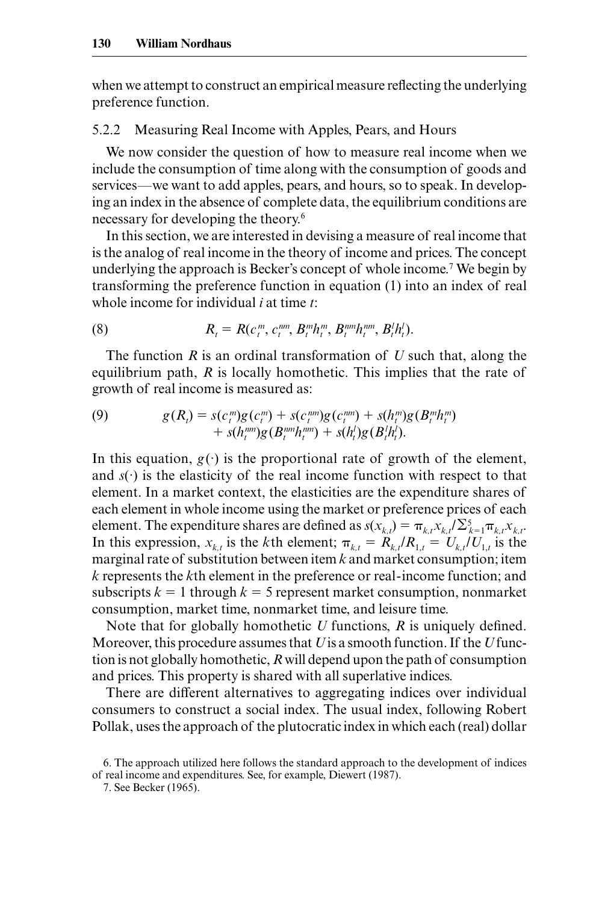when we attempt to construct an empirical measure reflecting the underlying preference function.

### 5.2.2 Measuring Real Income with Apples, Pears, and Hours

We now consider the question of how to measure real income when we include the consumption of time along with the consumption of goods and services—we want to add apples, pears, and hours, so to speak. In developing an index in the absence of complete data, the equilibrium conditions are necessary for developing the theory.[6]

In this section, we are interested in devising a measure of real income that is the analog of real income in the theory of income and prices. The concept underlying the approach is Becker's concept of whole income.[7] We begin by transforming the preference function in equation (1) into an index of real whole income for individual $i$ at time $t$:

$$R_t = R(c_t^m, c_t^{nm}, B_t^m h_t^m, B_t^{nm} h_t^{nm}, B_t^l h_t^l). \tag{8}$$

The function $R$ is an ordinal transformation of $U$ such that, along the equilibrium path, $R$ is locally homothetic. This implies that the rate of growth of real income is measured as:

$$\begin{aligned} g(R_t) = {} & s(c_t^m)g(c_t^m) + s(c_t^{nm})g(c_t^{nm}) + s(h_t^m)g(B_t^m h_t^m) \\ & + s(h_t^{nm})g(B_t^{nm} h_t^{nm}) + s(h_t^l)g(B_t^l h_t^l). \end{aligned} \tag{9}$$

In this equation, $g(\cdot)$ is the proportional rate of growth of the element, and $s(\cdot)$ is the elasticity of the real income function with respect to that element. In a market context, the elasticities are the expenditure shares of each element in whole income using the market or preference prices of each element. The expenditure shares are defined as $s(x_{k,t}) = \pi_{k,t} x_{k,t} / \Sigma_{k=1}^{5} \pi_{k,t} x_{k,t}$. In this expression, $x_{k,t}$ is the $k$th element; $\pi_{k,t} = R_{k,t}/R_{1,t} = U_{k,t}/U_{1,t}$ is the marginal rate of substitution between item $k$ and market consumption; item $k$ represents the $k$th element in the preference or real-income function; and subscripts $k = 1$ through $k = 5$ represent market consumption, nonmarket consumption, market time, nonmarket time, and leisure time.

Note that for globally homothetic $U$ functions, $R$ is uniquely defined. Moreover, this procedure assumes that $U$ is a smooth function. If the $U$ function is not globally homothetic, $R$ will depend upon the path of consumption and prices. This property is shared with all superlative indices.

There are different alternatives to aggregating indices over individual consumers to construct a social index. The usual index, following Robert Pollak, uses the approach of the plutocratic index in which each (real) dollar

---

6. The approach utilized here follows the standard approach to the development of indices of real income and expenditures. See, for example, Diewert (1987).

7. See Becker (1965).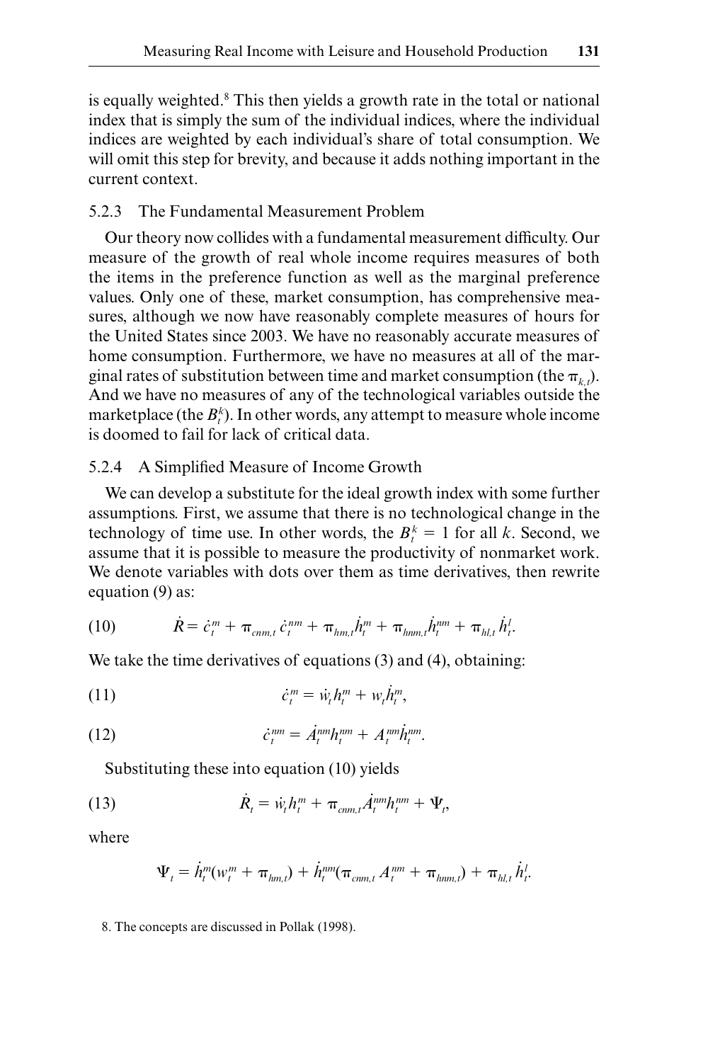is equally weighted.[8] This then yields a growth rate in the total or national index that is simply the sum of the individual indices, where the individual indices are weighted by each individual's share of total consumption. We will omit this step for brevity, and because it adds nothing important in the current context.

### 5.2.3 The Fundamental Measurement Problem

Our theory now collides with a fundamental measurement difficulty. Our measure of the growth of real whole income requires measures of both the items in the preference function as well as the marginal preference values. Only one of these, market consumption, has comprehensive measures, although we now have reasonably complete measures of hours for the United States since 2003. We have no reasonably accurate measures of home consumption. Furthermore, we have no measures at all of the marginal rates of substitution between time and market consumption (the $\pi_{k,t}$). And we have no measures of any of the technological variables outside the marketplace (the $B_t^k$). In other words, any attempt to measure whole income is doomed to fail for lack of critical data.

### 5.2.4 A Simplified Measure of Income Growth

We can develop a substitute for the ideal growth index with some further assumptions. First, we assume that there is no technological change in the technology of time use. In other words, the $B_t^k = 1$ for all $k$. Second, we assume that it is possible to measure the productivity of nonmarket work. We denote variables with dots over them as time derivatives, then rewrite equation (9) as:

$$\dot{R} = \dot{c}_t^m + \pi_{cnm,t}\,\dot{c}_t^{nm} + \pi_{hm,t}\dot{h}_t^m + \pi_{hnm,t}\dot{h}_t^{nm} + \pi_{hl,t}\,\dot{h}_t^l. \tag{10}$$

We take the time derivatives of equations (3) and (4), obtaining:

$$\dot{c}_t^m = \dot{w}_t h_t^m + w_t \dot{h}_t^m, \tag{11}$$

$$\dot{c}_t^{nm} = \dot{A}_t^{nm} h_t^{nm} + A_t^{nm} \dot{h}_t^{nm}. \tag{12}$$

Substituting these into equation (10) yields

$$\dot{R}_t = \dot{w}_t h_t^m + \pi_{cnm,t} \dot{A}_t^{nm} h_t^{nm} + \Psi_t, \tag{13}$$

where

$$\Psi_t = \dot{h}_t^m (w_t^m + \pi_{hm,t}) + \dot{h}_t^{nm} (\pi_{cnm,t}\, A_t^{nm} + \pi_{hnm,t}) + \pi_{hl,t}\, \dot{h}_t^l.$$

8. The concepts are discussed in Pollak (1998).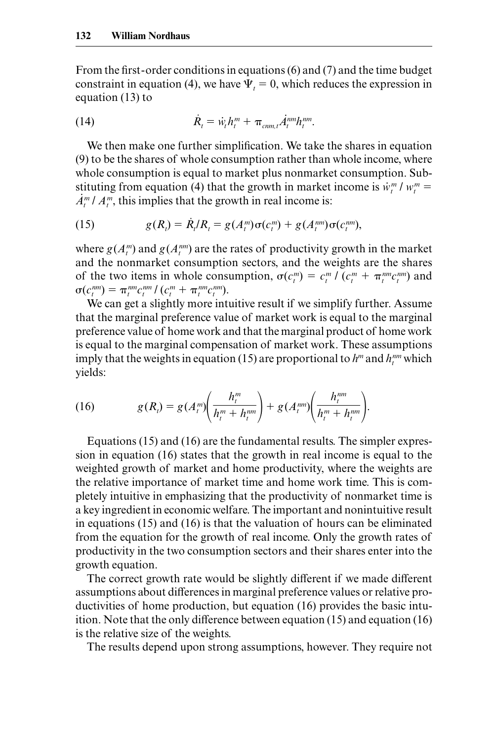From the first-order conditions in equations (6) and (7) and the time budget constraint in equation (4), we have $\Psi_t = 0$, which reduces the expression in equation (13) to

$$\dot{R}_t = \dot{w}_t h_t^m + \pi_{cnm,t} \dot{A}_t^{nm} h_t^{nm}. \tag{14}$$

We then make one further simplification. We take the shares in equation (9) to be the shares of whole consumption rather than whole income, where whole consumption is equal to market plus nonmarket consumption. Substituting from equation (4) that the growth in market income is $\dot{w}_t^m / w_t^m = \dot{A}_t^m / A_t^m$, this implies that the growth in real income is:

$$g(R_t) = \dot{R}_t / R_t = g(A_t^m)\sigma(c_t^m) + g(A_t^{nm})\sigma(c_t^{nm}), \tag{15}$$

where $g(A_t^m)$ and $g(A_t^{nm})$ are the rates of productivity growth in the market and the nonmarket consumption sectors, and the weights are the shares of the two items in whole consumption, $\sigma(c_t^m) = c_t^m / (c_t^m + \pi_t^{nm} c_t^{nm})$ and $\sigma(c_t^{nm}) = \pi_t^{nm} c_t^{nm} / (c_t^m + \pi_t^{nm} c_t^{nm})$.

We can get a slightly more intuitive result if we simplify further. Assume that the marginal preference value of market work is equal to the marginal preference value of home work and that the marginal product of home work is equal to the marginal compensation of market work. These assumptions imply that the weights in equation (15) are proportional to $h^m$ and $h_t^{nm}$ which yields:

$$g(R_t) = g(A_t^m)\left(\frac{h_t^m}{h_t^m + h_t^{nm}}\right) + g(A_t^{nm})\left(\frac{h_t^{nm}}{h_t^m + h_t^{nm}}\right). \tag{16}$$

Equations (15) and (16) are the fundamental results. The simpler expression in equation (16) states that the growth in real income is equal to the weighted growth of market and home productivity, where the weights are the relative importance of market time and home work time. This is completely intuitive in emphasizing that the productivity of nonmarket time is a key ingredient in economic welfare. The important and nonintuitive result in equations (15) and (16) is that the valuation of hours can be eliminated from the equation for the growth of real income. Only the growth rates of productivity in the two consumption sectors and their shares enter into the growth equation.

The correct growth rate would be slightly different if we made different assumptions about differences in marginal preference values or relative productivities of home production, but equation (16) provides the basic intuition. Note that the only difference between equation (15) and equation (16) is the relative size of the weights.

The results depend upon strong assumptions, however. They require not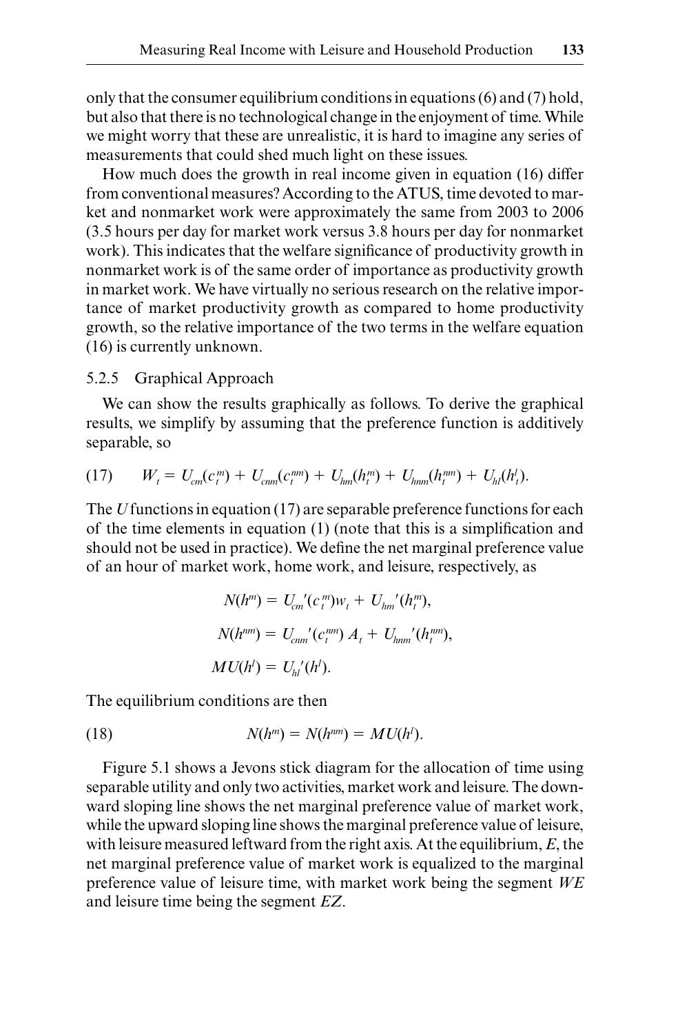only that the consumer equilibrium conditions in equations (6) and (7) hold, but also that there is no technological change in the enjoyment of time. While we might worry that these are unrealistic, it is hard to imagine any series of measurements that could shed much light on these issues.

How much does the growth in real income given in equation (16) differ from conventional measures? According to the ATUS, time devoted to market and nonmarket work were approximately the same from 2003 to 2006 (3.5 hours per day for market work versus 3.8 hours per day for nonmarket work). This indicates that the welfare significance of productivity growth in nonmarket work is of the same order of importance as productivity growth in market work. We have virtually no serious research on the relative importance of market productivity growth as compared to home productivity growth, so the relative importance of the two terms in the welfare equation (16) is currently unknown.

### 5.2.5 Graphical Approach

We can show the results graphically as follows. To derive the graphical results, we simplify by assuming that the preference function is additively separable, so

$$W_t = U_{cm}(c_t^m) + U_{cnm}(c_t^{nm}) + U_{hm}(h_t^m) + U_{hnm}(h_t^{nm}) + U_{hl}(h_t^l). \tag{17}$$

The $U$ functions in equation (17) are separable preference functions for each of the time elements in equation (1) (note that this is a simplification and should not be used in practice). We define the net marginal preference value of an hour of market work, home work, and leisure, respectively, as

$$N(h^m) = U_{cm}'(c_t^m)w_t + U_{hm}'(h_t^m),$$

$$N(h^{nm}) = U_{cnm}'(c_t^{nm})\,A_t + U_{hnm}'(h_t^{nm}),$$

$$MU(h^l) = U_{hl}'(h^l).$$

The equilibrium conditions are then

$$N(h^m) = N(h^{nm}) = MU(h^l). \tag{18}$$

Figure 5.1 shows a Jevons stick diagram for the allocation of time using separable utility and only two activities, market work and leisure. The downward sloping line shows the net marginal preference value of market work, while the upward sloping line shows the marginal preference value of leisure, with leisure measured leftward from the right axis. At the equilibrium, $E$, the net marginal preference value of market work is equalized to the marginal preference value of leisure time, with market work being the segment $WE$ and leisure time being the segment $EZ$.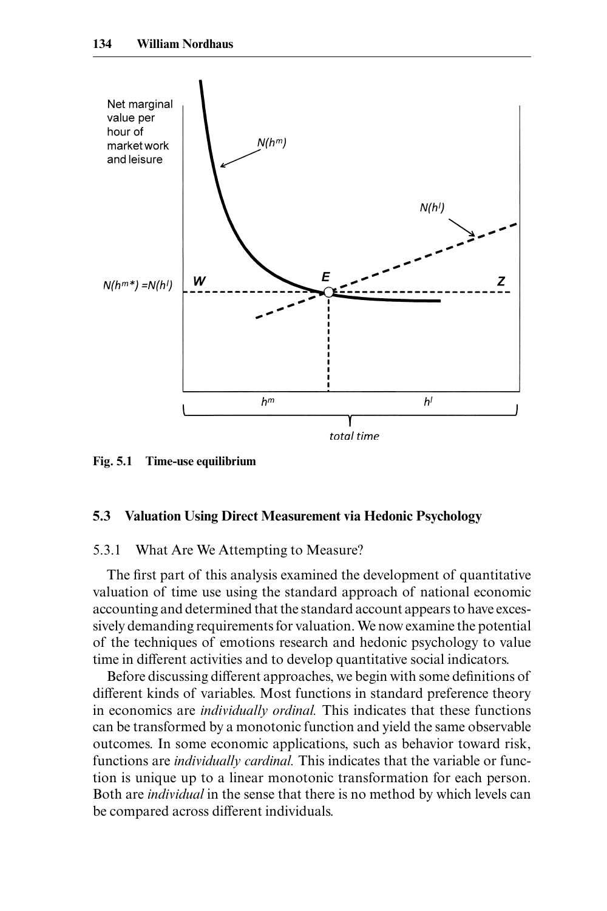Fig. 5.1 Time-use equilibrium

### 5.3 Valuation Using Direct Measurement via Hedonic Psychology

#### 5.3.1 What Are We Attempting to Measure?

The first part of this analysis examined the development of quantitative valuation of time use using the standard approach of national economic accounting and determined that the standard account appears to have excessively demanding requirements for valuation. We now examine the potential of the techniques of emotions research and hedonic psychology to value time in different activities and to develop quantitative social indicators.

Before discussing different approaches, we begin with some definitions of different kinds of variables. Most functions in standard preference theory in economics are *individually ordinal.* This indicates that these functions can be transformed by a monotonic function and yield the same observable outcomes. In some economic applications, such as behavior toward risk, functions are *individually cardinal.* This indicates that the variable or function is unique up to a linear monotonic transformation for each person. Both are *individual* in the sense that there is no method by which levels can be compared across different individuals.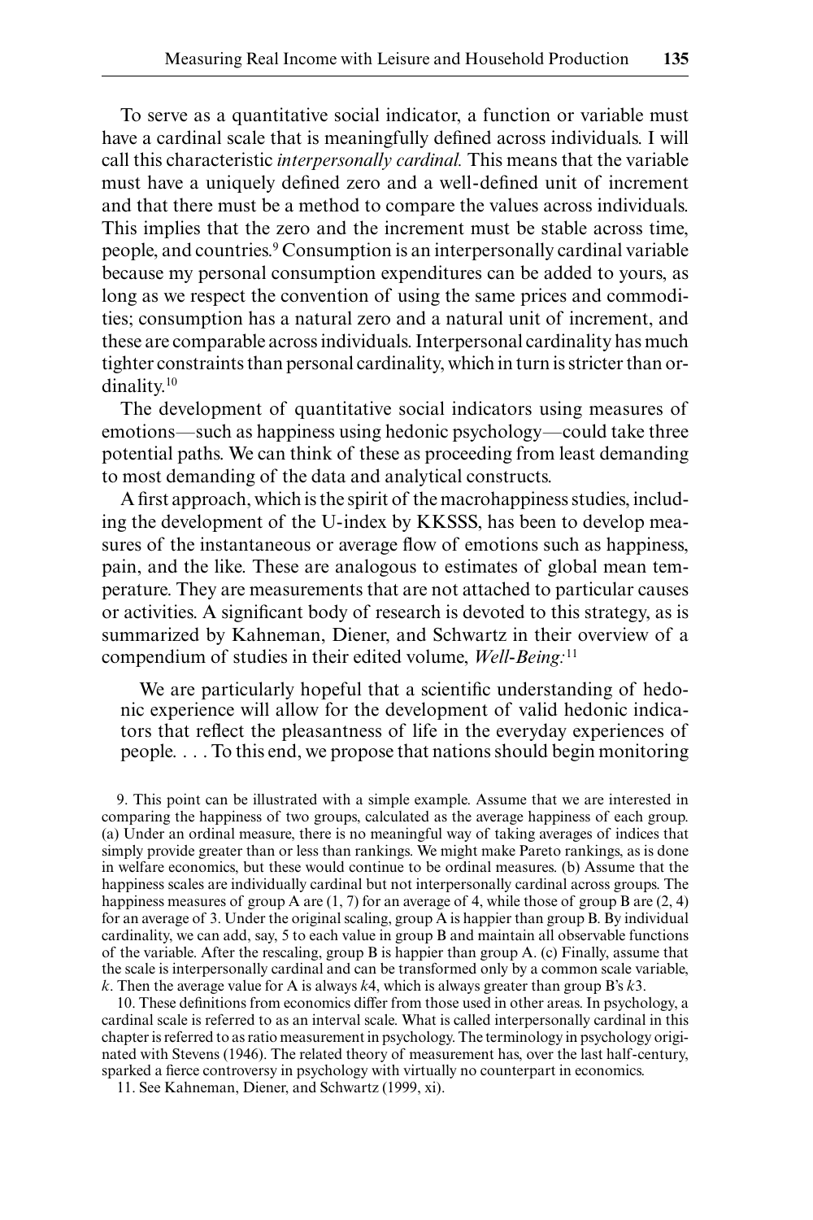To serve as a quantitative social indicator, a function or variable must have a cardinal scale that is meaningfully defined across individuals. I will call this characteristic *interpersonally cardinal.* This means that the variable must have a uniquely defined zero and a well-defined unit of increment and that there must be a method to compare the values across individuals. This implies that the zero and the increment must be stable across time, people, and countries.[9] Consumption is an interpersonally cardinal variable because my personal consumption expenditures can be added to yours, as long as we respect the convention of using the same prices and commodities; consumption has a natural zero and a natural unit of increment, and these are comparable across individuals. Interpersonal cardinality has much tighter constraints than personal cardinality, which in turn is stricter than ordinality.[10]

The development of quantitative social indicators using measures of emotions—such as happiness using hedonic psychology—could take three potential paths. We can think of these as proceeding from least demanding to most demanding of the data and analytical constructs.

A first approach, which is the spirit of the macrohappiness studies, including the development of the U-index by KKSSS, has been to develop measures of the instantaneous or average flow of emotions such as happiness, pain, and the like. These are analogous to estimates of global mean temperature. They are measurements that are not attached to particular causes or activities. A significant body of research is devoted to this strategy, as is summarized by Kahneman, Diener, and Schwartz in their overview of a compendium of studies in their edited volume, *Well-Being:*[11]

> We are particularly hopeful that a scientific understanding of hedonic experience will allow for the development of valid hedonic indicators that reflect the pleasantness of life in the everyday experiences of people. . . . To this end, we propose that nations should begin monitoring

9. This point can be illustrated with a simple example. Assume that we are interested in comparing the happiness of two groups, calculated as the average happiness of each group. (a) Under an ordinal measure, there is no meaningful way of taking averages of indices that simply provide greater than or less than rankings. We might make Pareto rankings, as is done in welfare economics, but these would continue to be ordinal measures. (b) Assume that the happiness scales are individually cardinal but not interpersonally cardinal across groups. The happiness measures of group A are (1, 7) for an average of 4, while those of group B are (2, 4) for an average of 3. Under the original scaling, group A is happier than group B. By individual cardinality, we can add, say, 5 to each value in group B and maintain all observable functions of the variable. After the rescaling, group B is happier than group A. (c) Finally, assume that the scale is interpersonally cardinal and can be transformed only by a common scale variable, $k$. Then the average value for A is always $k4$, which is always greater than group B's $k3$.

10. These definitions from economics differ from those used in other areas. In psychology, a cardinal scale is referred to as an interval scale. What is called interpersonally cardinal in this chapter is referred to as ratio measurement in psychology. The terminology in psychology originated with Stevens (1946). The related theory of measurement has, over the last half-century, sparked a fierce controversy in psychology with virtually no counterpart in economics.

11. See Kahneman, Diener, and Schwartz (1999, xi).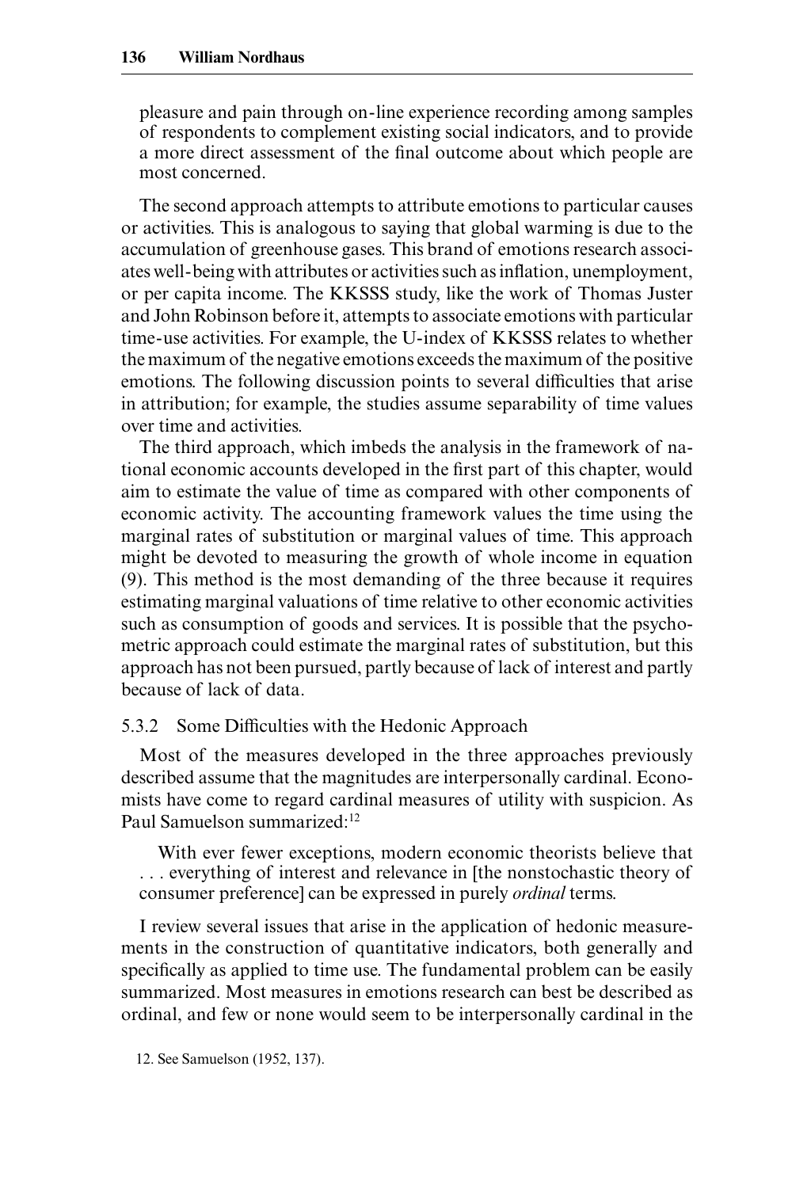pleasure and pain through on-line experience recording among samples of respondents to complement existing social indicators, and to provide a more direct assessment of the final outcome about which people are most concerned.

The second approach attempts to attribute emotions to particular causes or activities. This is analogous to saying that global warming is due to the accumulation of greenhouse gases. This brand of emotions research associates well-being with attributes or activities such as inflation, unemployment, or per capita income. The KKSSS study, like the work of Thomas Juster and John Robinson before it, attempts to associate emotions with particular time-use activities. For example, the U-index of KKSSS relates to whether the maximum of the negative emotions exceeds the maximum of the positive emotions. The following discussion points to several difficulties that arise in attribution; for example, the studies assume separability of time values over time and activities.

The third approach, which imbeds the analysis in the framework of national economic accounts developed in the first part of this chapter, would aim to estimate the value of time as compared with other components of economic activity. The accounting framework values the time using the marginal rates of substitution or marginal values of time. This approach might be devoted to measuring the growth of whole income in equation (9). This method is the most demanding of the three because it requires estimating marginal valuations of time relative to other economic activities such as consumption of goods and services. It is possible that the psychometric approach could estimate the marginal rates of substitution, but this approach has not been pursued, partly because of lack of interest and partly because of lack of data.

### 5.3.2 Some Difficulties with the Hedonic Approach

Most of the measures developed in the three approaches previously described assume that the magnitudes are interpersonally cardinal. Economists have come to regard cardinal measures of utility with suspicion. As Paul Samuelson summarized:[12]

> With ever fewer exceptions, modern economic theorists believe that . . . everything of interest and relevance in [the nonstochastic theory of consumer preference] can be expressed in purely *ordinal* terms.

I review several issues that arise in the application of hedonic measurements in the construction of quantitative indicators, both generally and specifically as applied to time use. The fundamental problem can be easily summarized. Most measures in emotions research can best be described as ordinal, and few or none would seem to be interpersonally cardinal in the

12. See Samuelson (1952, 137).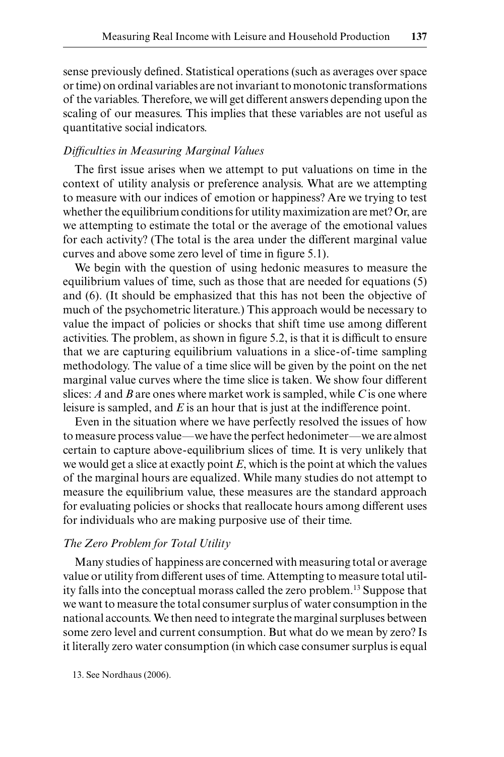sense previously defined. Statistical operations (such as averages over space or time) on ordinal variables are not invariant to monotonic transformations of the variables. Therefore, we will get different answers depending upon the scaling of our measures. This implies that these variables are not useful as quantitative social indicators.

*Difficulties in Measuring Marginal Values*

The first issue arises when we attempt to put valuations on time in the context of utility analysis or preference analysis. What are we attempting to measure with our indices of emotion or happiness? Are we trying to test whether the equilibrium conditions for utility maximization are met? Or, are we attempting to estimate the total or the average of the emotional values for each activity? (The total is the area under the different marginal value curves and above some zero level of time in figure 5.1).

We begin with the question of using hedonic measures to measure the equilibrium values of time, such as those that are needed for equations (5) and (6). (It should be emphasized that this has not been the objective of much of the psychometric literature.) This approach would be necessary to value the impact of policies or shocks that shift time use among different activities. The problem, as shown in figure 5.2, is that it is difficult to ensure that we are capturing equilibrium valuations in a slice-of-time sampling methodology. The value of a time slice will be given by the point on the net marginal value curves where the time slice is taken. We show four different slices: *A* and *B* are ones where market work is sampled, while *C* is one where leisure is sampled, and *E* is an hour that is just at the indifference point.

Even in the situation where we have perfectly resolved the issues of how to measure process value—we have the perfect hedonimeter—we are almost certain to capture above-equilibrium slices of time. It is very unlikely that we would get a slice at exactly point *E*, which is the point at which the values of the marginal hours are equalized. While many studies do not attempt to measure the equilibrium value, these measures are the standard approach for evaluating policies or shocks that reallocate hours among different uses for individuals who are making purposive use of their time.

*The Zero Problem for Total Utility*

Many studies of happiness are concerned with measuring total or average value or utility from different uses of time. Attempting to measure total utility falls into the conceptual morass called the zero problem.[13] Suppose that we want to measure the total consumer surplus of water consumption in the national accounts. We then need to integrate the marginal surpluses between some zero level and current consumption. But what do we mean by zero? Is it literally zero water consumption (in which case consumer surplus is equal

13. See Nordhaus (2006).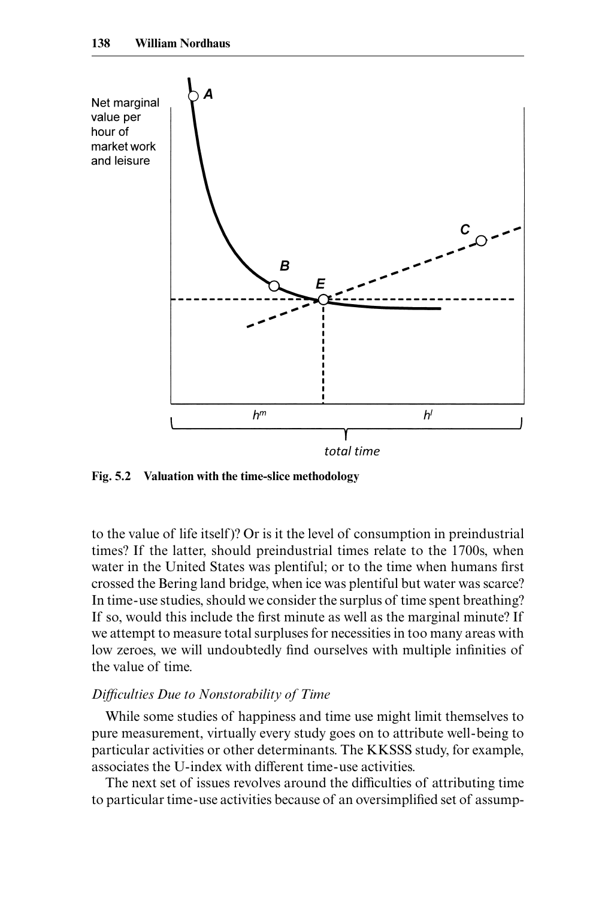Fig. 5.2 Valuation with the time-slice methodology

to the value of life itself)? Or is it the level of consumption in preindustrial times? If the latter, should preindustrial times relate to the 1700s, when water in the United States was plentiful; or to the time when humans first crossed the Bering land bridge, when ice was plentiful but water was scarce? In time-use studies, should we consider the surplus of time spent breathing? If so, would this include the first minute as well as the marginal minute? If we attempt to measure total surpluses for necessities in too many areas with low zeroes, we will undoubtedly find ourselves with multiple infinities of the value of time.

*Difficulties Due to Nonstorability of Time*

While some studies of happiness and time use might limit themselves to pure measurement, virtually every study goes on to attribute well-being to particular activities or other determinants. The KKSSS study, for example, associates the U-index with different time-use activities.

The next set of issues revolves around the difficulties of attributing time to particular time-use activities because of an oversimplified set of assump-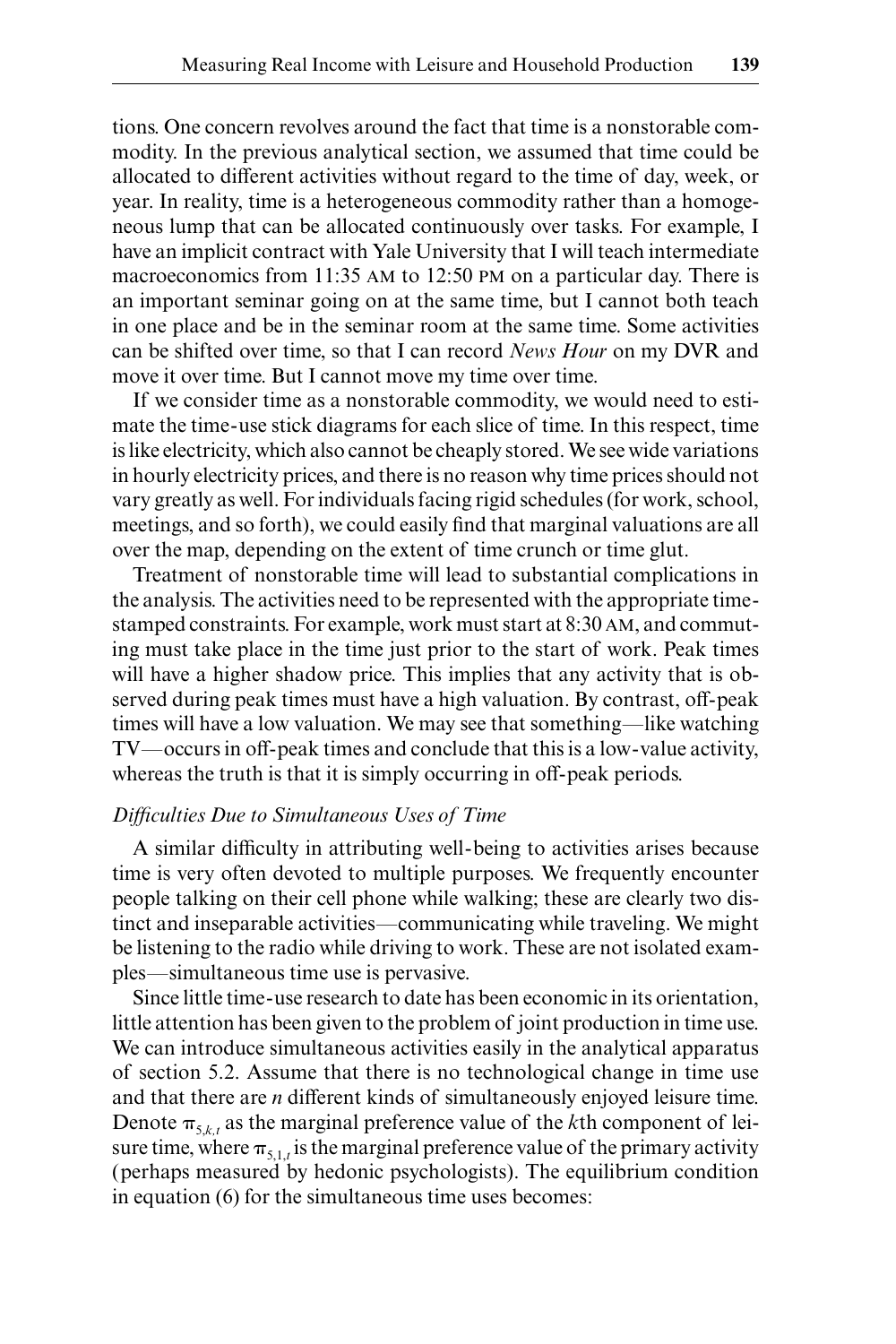tions. One concern revolves around the fact that time is a nonstorable commodity. In the previous analytical section, we assumed that time could be allocated to different activities without regard to the time of day, week, or year. In reality, time is a heterogeneous commodity rather than a homogeneous lump that can be allocated continuously over tasks. For example, I have an implicit contract with Yale University that I will teach intermediate macroeconomics from 11:35 AM to 12:50 PM on a particular day. There is an important seminar going on at the same time, but I cannot both teach in one place and be in the seminar room at the same time. Some activities can be shifted over time, so that I can record *News Hour* on my DVR and move it over time. But I cannot move my time over time.

If we consider time as a nonstorable commodity, we would need to estimate the time-use stick diagrams for each slice of time. In this respect, time is like electricity, which also cannot be cheaply stored. We see wide variations in hourly electricity prices, and there is no reason why time prices should not vary greatly as well. For individuals facing rigid schedules (for work, school, meetings, and so forth), we could easily find that marginal valuations are all over the map, depending on the extent of time crunch or time glut.

Treatment of nonstorable time will lead to substantial complications in the analysis. The activities need to be represented with the appropriate time-stamped constraints. For example, work must start at 8:30 AM, and commuting must take place in the time just prior to the start of work. Peak times will have a higher shadow price. This implies that any activity that is observed during peak times must have a high valuation. By contrast, off-peak times will have a low valuation. We may see that something—like watching TV—occurs in off-peak times and conclude that this is a low-value activity, whereas the truth is that it is simply occurring in off-peak periods.

### *Difficulties Due to Simultaneous Uses of Time*

A similar difficulty in attributing well-being to activities arises because time is very often devoted to multiple purposes. We frequently encounter people talking on their cell phone while walking; these are clearly two distinct and inseparable activities—communicating while traveling. We might be listening to the radio while driving to work. These are not isolated examples—simultaneous time use is pervasive.

Since little time-use research to date has been economic in its orientation, little attention has been given to the problem of joint production in time use. We can introduce simultaneous activities easily in the analytical apparatus of section 5.2. Assume that there is no technological change in time use and that there are *n* different kinds of simultaneously enjoyed leisure time. Denote $\pi_{5,k,t}$ as the marginal preference value of the *k*th component of leisure time, where $\pi_{5,1,t}$ is the marginal preference value of the primary activity (perhaps measured by hedonic psychologists). The equilibrium condition in equation (6) for the simultaneous time uses becomes: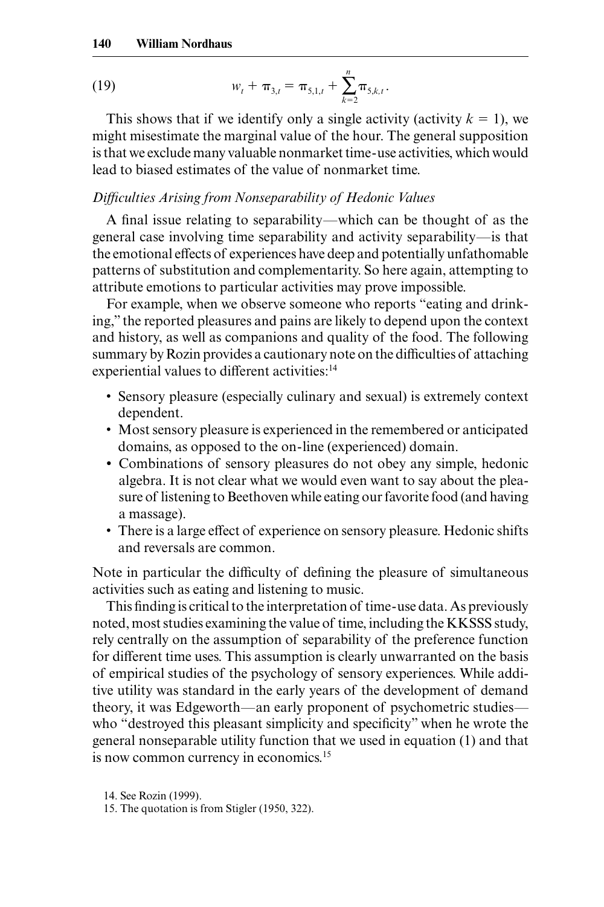$$w_t + \pi_{3,t} = \pi_{5,1,t} + \sum_{k=2}^{n} \pi_{5,k,t}. \tag{19}$$

This shows that if we identify only a single activity (activity $k = 1$), we might misestimate the marginal value of the hour. The general supposition is that we exclude many valuable nonmarket time-use activities, which would lead to biased estimates of the value of nonmarket time.

### *Difficulties Arising from Nonseparability of Hedonic Values*

A final issue relating to separability—which can be thought of as the general case involving time separability and activity separability—is that the emotional effects of experiences have deep and potentially unfathomable patterns of substitution and complementarity. So here again, attempting to attribute emotions to particular activities may prove impossible.

For example, when we observe someone who reports "eating and drinking," the reported pleasures and pains are likely to depend upon the context and history, as well as companions and quality of the food. The following summary by Rozin provides a cautionary note on the difficulties of attaching experiential values to different activities:[14]

- Sensory pleasure (especially culinary and sexual) is extremely context dependent.
- Most sensory pleasure is experienced in the remembered or anticipated domains, as opposed to the on-line (experienced) domain.
- Combinations of sensory pleasures do not obey any simple, hedonic algebra. It is not clear what we would even want to say about the pleasure of listening to Beethoven while eating our favorite food (and having a massage).
- There is a large effect of experience on sensory pleasure. Hedonic shifts and reversals are common.

Note in particular the difficulty of defining the pleasure of simultaneous activities such as eating and listening to music.

This finding is critical to the interpretation of time-use data. As previously noted, most studies examining the value of time, including the KKSSS study, rely centrally on the assumption of separability of the preference function for different time uses. This assumption is clearly unwarranted on the basis of empirical studies of the psychology of sensory experiences. While additive utility was standard in the early years of the development of demand theory, it was Edgeworth—an early proponent of psychometric studies—who "destroyed this pleasant simplicity and specificity" when he wrote the general nonseparable utility function that we used in equation (1) and that is now common currency in economics.[15]

14. See Rozin (1999).

15. The quotation is from Stigler (1950, 322).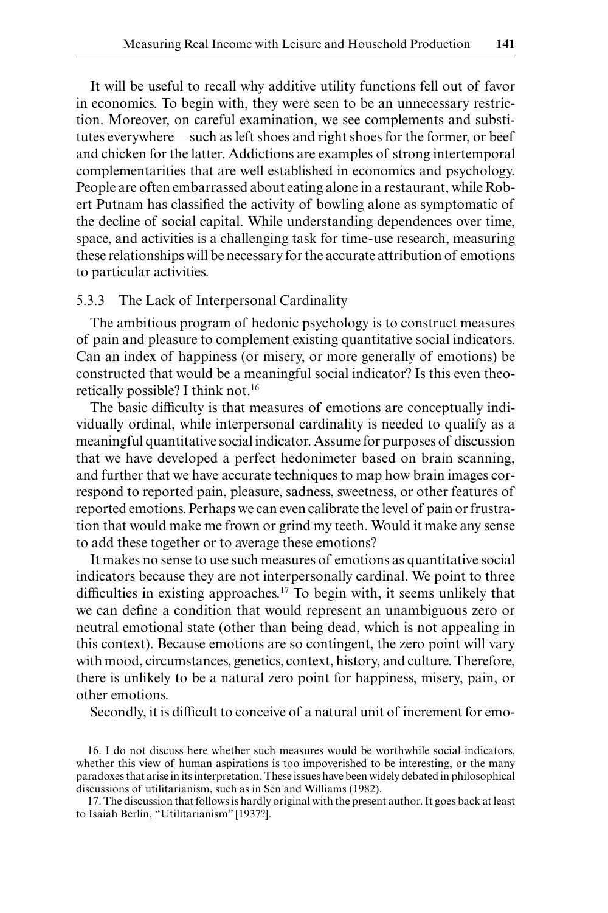It will be useful to recall why additive utility functions fell out of favor in economics. To begin with, they were seen to be an unnecessary restriction. Moreover, on careful examination, we see complements and substitutes everywhere—such as left shoes and right shoes for the former, or beef and chicken for the latter. Addictions are examples of strong intertemporal complementarities that are well established in economics and psychology. People are often embarrassed about eating alone in a restaurant, while Robert Putnam has classified the activity of bowling alone as symptomatic of the decline of social capital. While understanding dependences over time, space, and activities is a challenging task for time-use research, measuring these relationships will be necessary for the accurate attribution of emotions to particular activities.

### 5.3.3 The Lack of Interpersonal Cardinality

The ambitious program of hedonic psychology is to construct measures of pain and pleasure to complement existing quantitative social indicators. Can an index of happiness (or misery, or more generally of emotions) be constructed that would be a meaningful social indicator? Is this even theoretically possible? I think not.[16]

The basic difficulty is that measures of emotions are conceptually individually ordinal, while interpersonal cardinality is needed to qualify as a meaningful quantitative social indicator. Assume for purposes of discussion that we have developed a perfect hedonimeter based on brain scanning, and further that we have accurate techniques to map how brain images correspond to reported pain, pleasure, sadness, sweetness, or other features of reported emotions. Perhaps we can even calibrate the level of pain or frustration that would make me frown or grind my teeth. Would it make any sense to add these together or to average these emotions?

It makes no sense to use such measures of emotions as quantitative social indicators because they are not interpersonally cardinal. We point to three difficulties in existing approaches.[17] To begin with, it seems unlikely that we can define a condition that would represent an unambiguous zero or neutral emotional state (other than being dead, which is not appealing in this context). Because emotions are so contingent, the zero point will vary with mood, circumstances, genetics, context, history, and culture. Therefore, there is unlikely to be a natural zero point for happiness, misery, pain, or other emotions.

Secondly, it is difficult to conceive of a natural unit of increment for emo-

16. I do not discuss here whether such measures would be worthwhile social indicators, whether this view of human aspirations is too impoverished to be interesting, or the many paradoxes that arise in its interpretation. These issues have been widely debated in philosophical discussions of utilitarianism, such as in Sen and Williams (1982).

17. The discussion that follows is hardly original with the present author. It goes back at least to Isaiah Berlin, "Utilitarianism" [1937?].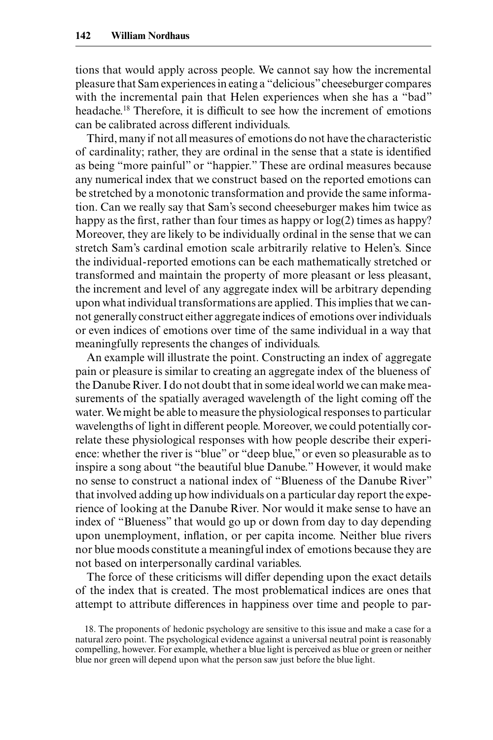tions that would apply across people. We cannot say how the incremental pleasure that Sam experiences in eating a "delicious" cheeseburger compares with the incremental pain that Helen experiences when she has a "bad" headache.[18] Therefore, it is difficult to see how the increment of emotions can be calibrated across different individuals.

Third, many if not all measures of emotions do not have the characteristic of cardinality; rather, they are ordinal in the sense that a state is identified as being "more painful" or "happier." These are ordinal measures because any numerical index that we construct based on the reported emotions can be stretched by a monotonic transformation and provide the same information. Can we really say that Sam's second cheeseburger makes him twice as happy as the first, rather than four times as happy or log(2) times as happy? Moreover, they are likely to be individually ordinal in the sense that we can stretch Sam's cardinal emotion scale arbitrarily relative to Helen's. Since the individual-reported emotions can be each mathematically stretched or transformed and maintain the property of more pleasant or less pleasant, the increment and level of any aggregate index will be arbitrary depending upon what individual transformations are applied. This implies that we cannot generally construct either aggregate indices of emotions over individuals or even indices of emotions over time of the same individual in a way that meaningfully represents the changes of individuals.

An example will illustrate the point. Constructing an index of aggregate pain or pleasure is similar to creating an aggregate index of the blueness of the Danube River. I do not doubt that in some ideal world we can make measurements of the spatially averaged wavelength of the light coming off the water. We might be able to measure the physiological responses to particular wavelengths of light in different people. Moreover, we could potentially correlate these physiological responses with how people describe their experience: whether the river is "blue" or "deep blue," or even so pleasurable as to inspire a song about "the beautiful blue Danube." However, it would make no sense to construct a national index of "Blueness of the Danube River" that involved adding up how individuals on a particular day report the experience of looking at the Danube River. Nor would it make sense to have an index of "Blueness" that would go up or down from day to day depending upon unemployment, inflation, or per capita income. Neither blue rivers nor blue moods constitute a meaningful index of emotions because they are not based on interpersonally cardinal variables.

The force of these criticisms will differ depending upon the exact details of the index that is created. The most problematical indices are ones that attempt to attribute differences in happiness over time and people to par-

18. The proponents of hedonic psychology are sensitive to this issue and make a case for a natural zero point. The psychological evidence against a universal neutral point is reasonably compelling, however. For example, whether a blue light is perceived as blue or green or neither blue nor green will depend upon what the person saw just before the blue light.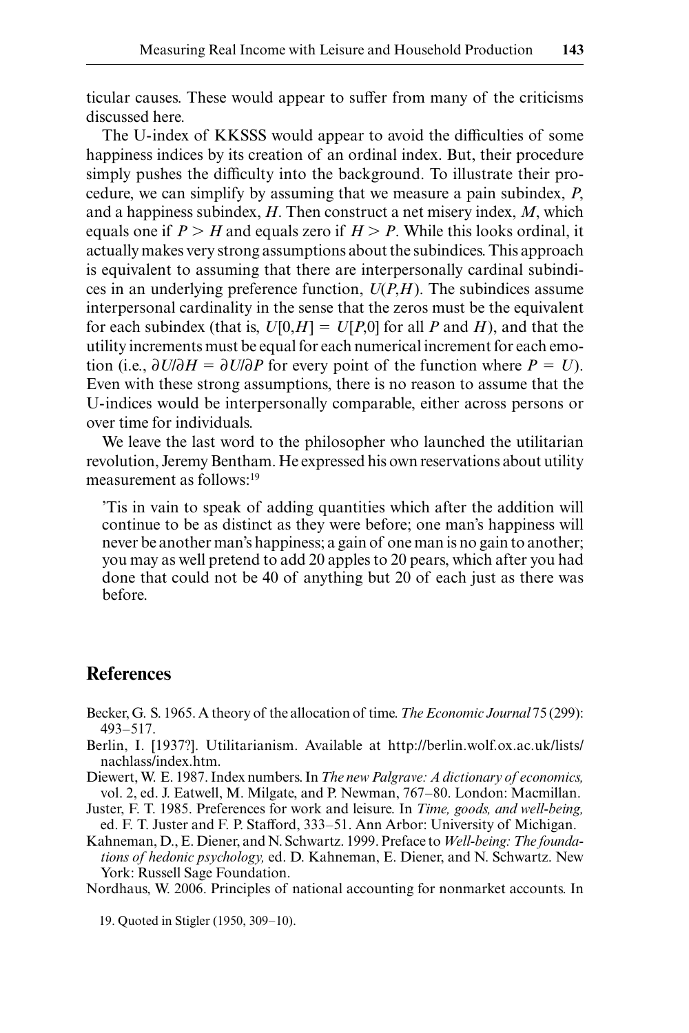ticular causes. These would appear to suffer from many of the criticisms discussed here.

The U-index of KKSSS would appear to avoid the difficulties of some happiness indices by its creation of an ordinal index. But, their procedure simply pushes the difficulty into the background. To illustrate their procedure, we can simplify by assuming that we measure a pain subindex, $P$, and a happiness subindex, $H$. Then construct a net misery index, $M$, which equals one if $P > H$ and equals zero if $H > P$. While this looks ordinal, it actually makes very strong assumptions about the subindices. This approach is equivalent to assuming that there are interpersonally cardinal subindices in an underlying preference function, $U(P,H)$. The subindices assume interpersonal cardinality in the sense that the zeros must be the equivalent for each subindex (that is, $U[0,H] = U[P,0]$ for all $P$ and $H$), and that the utility increments must be equal for each numerical increment for each emotion (i.e., $\partial U/\partial H = \partial U/\partial P$ for every point of the function where $P = U$). Even with these strong assumptions, there is no reason to assume that the U-indices would be interpersonally comparable, either across persons or over time for individuals.

We leave the last word to the philosopher who launched the utilitarian revolution, Jeremy Bentham. He expressed his own reservations about utility measurement as follows:[19]

> 'Tis in vain to speak of adding quantities which after the addition will continue to be as distinct as they were before; one man's happiness will never be another man's happiness; a gain of one man is no gain to another; you may as well pretend to add 20 apples to 20 pears, which after you had done that could not be 40 of anything but 20 of each just as there was before.

## References

Becker, G. S. 1965. A theory of the allocation of time. *The Economic Journal* 75 (299): 493–517.

Berlin, I. [1937?]. Utilitarianism. Available at http://berlin.wolf.ox.ac.uk/lists/nachlass/index.htm.

Diewert, W. E. 1987. Index numbers. In *The new Palgrave: A dictionary of economics,* vol. 2, ed. J. Eatwell, M. Milgate, and P. Newman, 767–80. London: Macmillan.

Juster, F. T. 1985. Preferences for work and leisure. In *Time, goods, and well-being,* ed. F. T. Juster and F. P. Stafford, 333–51. Ann Arbor: University of Michigan.

Kahneman, D., E. Diener, and N. Schwartz. 1999. Preface to *Well-being: The foundations of hedonic psychology,* ed. D. Kahneman, E. Diener, and N. Schwartz. New York: Russell Sage Foundation.

Nordhaus, W. 2006. Principles of national accounting for nonmarket accounts. In

19. Quoted in Stigler (1950, 309–10).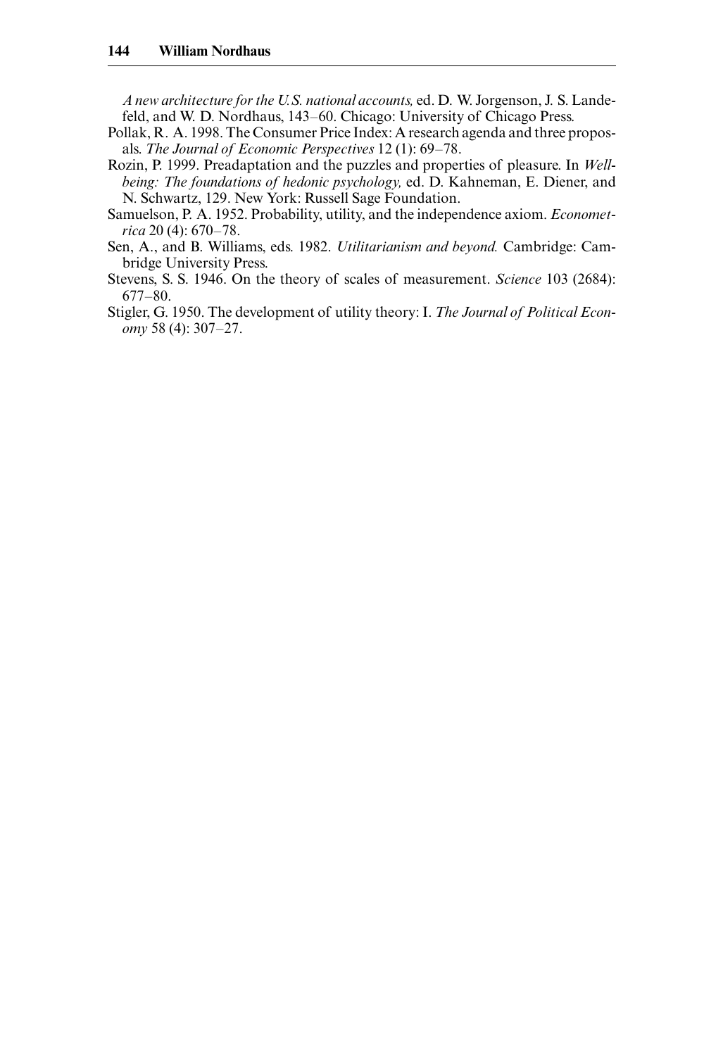*A new architecture for the U.S. national accounts,* ed. D. W. Jorgenson, J. S. Landefeld, and W. D. Nordhaus, 143–60. Chicago: University of Chicago Press.

Pollak, R. A. 1998. The Consumer Price Index: A research agenda and three proposals. *The Journal of Economic Perspectives* 12 (1): 69–78.

Rozin, P. 1999. Preadaptation and the puzzles and properties of pleasure. In *Well-being: The foundations of hedonic psychology,* ed. D. Kahneman, E. Diener, and N. Schwartz, 129. New York: Russell Sage Foundation.

Samuelson, P. A. 1952. Probability, utility, and the independence axiom. *Econometrica* 20 (4): 670–78.

Sen, A., and B. Williams, eds. 1982. *Utilitarianism and beyond.* Cambridge: Cambridge University Press.

Stevens, S. S. 1946. On the theory of scales of measurement. *Science* 103 (2684): 677–80.

Stigler, G. 1950. The development of utility theory: I. *The Journal of Political Economy* 58 (4): 307–27.